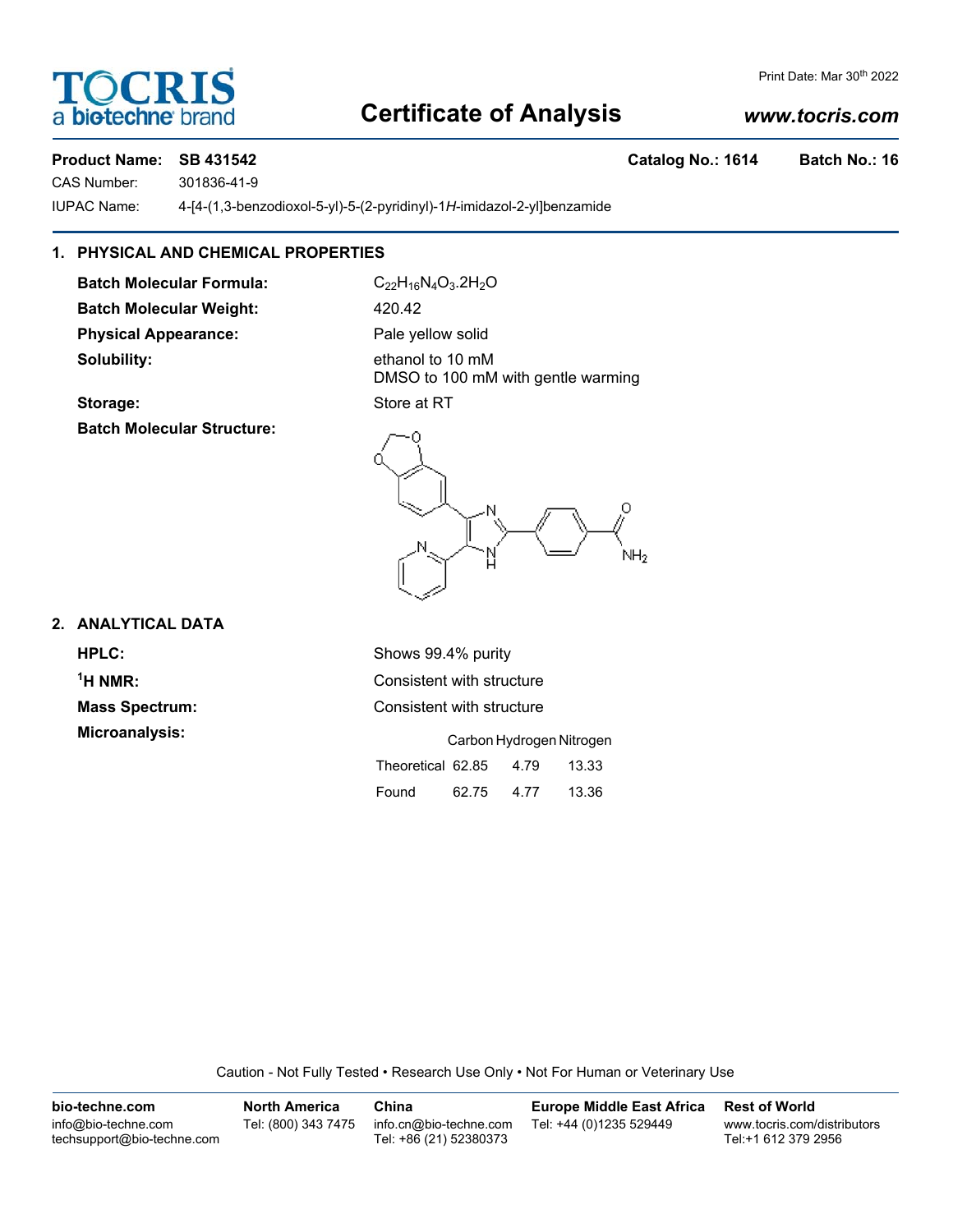# Certificate of Analysis

Print Date: Mar 30th 2022

www.tocris.com

**Product Name: SB 431542** | **Catalog No.: 1614** | **Batch No.: 16**

CAS Number: 301836-41-9

IUPAC Name: 4-[4-(1,3-benzodioxol-5-yl)-5-(2-pyridinyl)-1*H*-imidazol-2-yl]benzamide

## 1. PHYSICAL AND CHEMICAL PROPERTIES

**Batch Molecular Formula:** $C_{22}H_{16}N_4O_3.2H_2O$

**Batch Molecular Weight:** 420.42

**Physical Appearance:** Pale yellow solid

**Solubility:** ethanol to 10 mM
DMSO to 100 mM with gentle warming

**Storage:** Store at RT

**Batch Molecular Structure:**

## 2. ANALYTICAL DATA

**HPLC:** Shows 99.4% purity

**$^1$H NMR:** Consistent with structure

**Mass Spectrum:** Consistent with structure

**Microanalysis:**

| | Carbon | Hydrogen | Nitrogen |
|---|---|---|---|
| Theoretical | 62.85 | 4.79 | 13.33 |
| Found | 62.75 | 4.77 | 13.36 |

Caution - Not Fully Tested • Research Use Only • Not For Human or Veterinary Use

**bio-techne.com**
info@bio-techne.com
techsupport@bio-techne.com

**North America**
Tel: (800) 343 7475

**China**
info.cn@bio-techne.com
Tel: +86 (21) 52380373

**Europe Middle East Africa**
Tel: +44 (0)1235 529449

**Rest of World**
www.tocris.com/distributors
Tel:+1 612 379 2956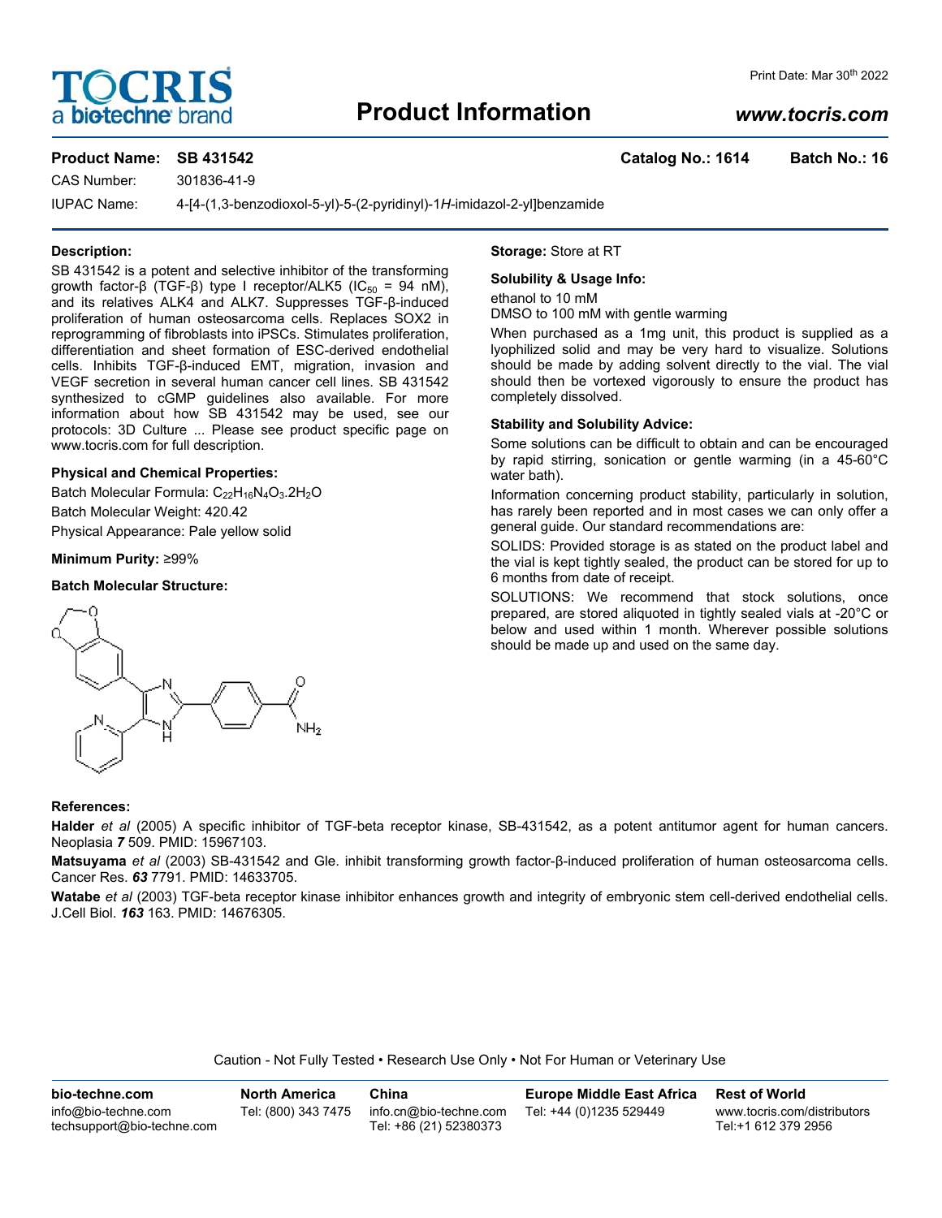# Product Information

www.tocris.com

**Product Name: SB 431542** **Catalog No.: 1614** **Batch No.: 16**

CAS Number: 301836-41-9

IUPAC Name: 4-[4-(1,3-benzodioxol-5-yl)-5-(2-pyridinyl)-1*H*-imidazol-2-yl]benzamide

### Description:

SB 431542 is a potent and selective inhibitor of the transforming growth factor-β (TGF-β) type I receptor/ALK5 ($IC_{50}$ = 94 nM), and its relatives ALK4 and ALK7. Suppresses TGF-β-induced proliferation of human osteosarcoma cells. Replaces SOX2 in reprogramming of fibroblasts into iPSCs. Stimulates proliferation, differentiation and sheet formation of ESC-derived endothelial cells. Inhibits TGF-β-induced EMT, migration, invasion and VEGF secretion in several human cancer cell lines. SB 431542 synthesized to cGMP guidelines also available. For more information about how SB 431542 may be used, see our protocols: 3D Culture ... Please see product specific page on www.tocris.com for full description.

### Physical and Chemical Properties:

Batch Molecular Formula: $C_{22}H_{16}N_4O_3.2H_2O$

Batch Molecular Weight: 420.42

Physical Appearance: Pale yellow solid

**Minimum Purity:** ≥99%

### Batch Molecular Structure:

O
O
N
N
H
O
NH2
N

**Storage:** Store at RT

### Solubility & Usage Info:

ethanol to 10 mM

DMSO to 100 mM with gentle warming

When purchased as a 1mg unit, this product is supplied as a lyophilized solid and may be very hard to visualize. Solutions should be made by adding solvent directly to the vial. The vial should then be vortexed vigorously to ensure the product has completely dissolved.

### Stability and Solubility Advice:

Some solutions can be difficult to obtain and can be encouraged by rapid stirring, sonication or gentle warming (in a 45-60°C water bath).

Information concerning product stability, particularly in solution, has rarely been reported and in most cases we can only offer a general guide. Our standard recommendations are:

SOLIDS: Provided storage is as stated on the product label and the vial is kept tightly sealed, the product can be stored for up to 6 months from date of receipt.

SOLUTIONS: We recommend that stock solutions, once prepared, are stored aliquoted in tightly sealed vials at -20°C or below and used within 1 month. Wherever possible solutions should be made up and used on the same day.

### References:

**Halder** *et al* (2005) A specific inhibitor of TGF-beta receptor kinase, SB-431542, as a potent antitumor agent for human cancers. Neoplasia ***7*** 509. PMID: 15967103.

**Matsuyama** *et al* (2003) SB-431542 and Gle. inhibit transforming growth factor-β-induced proliferation of human osteosarcoma cells. Cancer Res. ***63*** 7791. PMID: 14633705.

**Watabe** *et al* (2003) TGF-beta receptor kinase inhibitor enhances growth and integrity of embryonic stem cell-derived endothelial cells. J.Cell Biol. ***163*** 163. PMID: 14676305.

Caution - Not Fully Tested • Research Use Only • Not For Human or Veterinary Use

| bio-techne.com | North America | China | Europe Middle East Africa | Rest of World |
| --- | --- | --- | --- | --- |
| info@bio-techne.com<br>techsupport@bio-techne.com | Tel: (800) 343 7475 | info.cn@bio-techne.com<br>Tel: +86 (21) 52380373 | Tel: +44 (0)1235 529449 | www.tocris.com/distributors<br>Tel:+1 612 379 2956 |